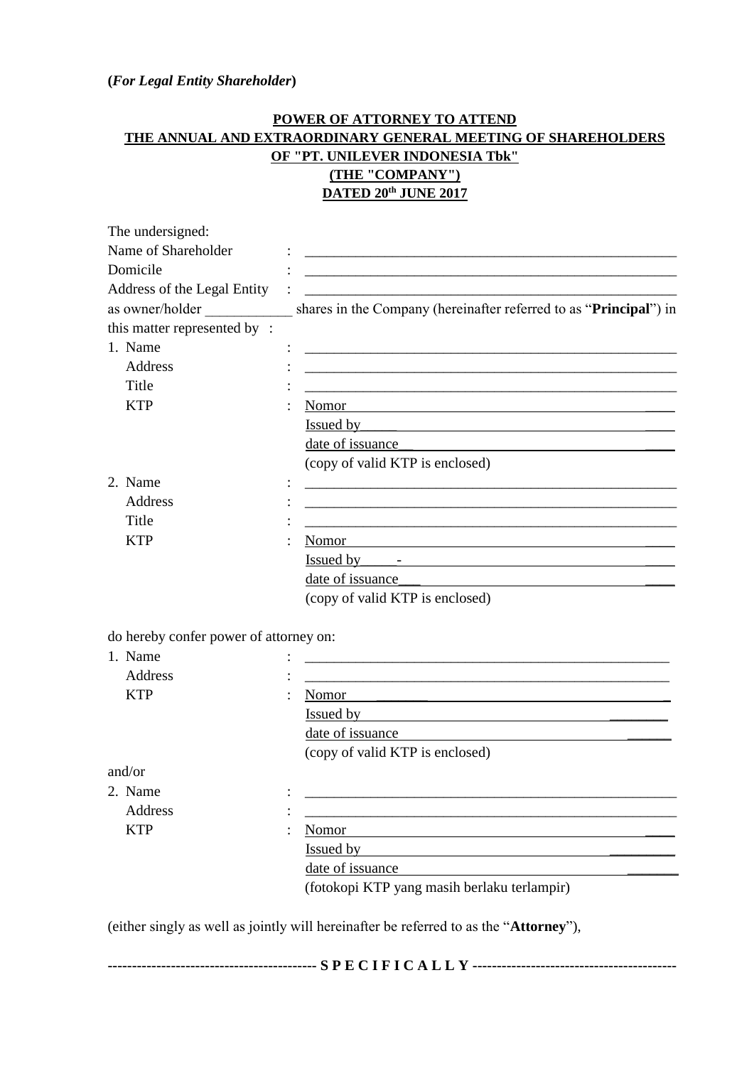**(*For Legal Entity Shareholder*)**

**POWER OF ATTORNEY TO ATTEND**
**THE ANNUAL AND EXTRAORDINARY GENERAL MEETING OF SHAREHOLDERS**
**OF "PT. UNILEVER INDONESIA Tbk"**
**(THE "COMPANY")**
**DATED 20th JUNE 2017**

The undersigned:

Name of Shareholder : ______________________________________________________

Domicile : ______________________________________________________

Address of the Legal Entity : ______________________________________________________

as owner/holder ____________ shares in the Company (hereinafter referred to as "**Principal**") in this matter represented by :

1. Name : ______________________________________________________
   Address : ______________________________________________________
   Title : ______________________________________________________
   KTP : Nomor ______________________________________________
   Issued by ______________________________________________
   date of issuance ______________________________________________
   (copy of valid KTP is enclosed)

2. Name : ______________________________________________________
   Address : ______________________________________________________
   Title : ______________________________________________________
   KTP : Nomor ______________________________________________
   Issued by _____ - ______________________________________________
   date of issuance ______________________________________________
   (copy of valid KTP is enclosed)

do hereby confer power of attorney on:

1. Name : ______________________________________________________
   Address : ______________________________________________________
   KTP : Nomor ______________________________________________
   Issued by ______________________________________________
   date of issuance ______________________________________________
   (copy of valid KTP is enclosed)

and/or

2. Name : ______________________________________________________
   Address : ______________________________________________________
   KTP : Nomor ______________________________________________
   Issued by ______________________________________________
   date of issuance ______________________________________________
   (fotokopi KTP yang masih berlaku terlampir)

(either singly as well as jointly will hereinafter be referred to as the "**Attorney**"),

**------------------------------------------ S P E C I F I C A L L Y ------------------------------------------**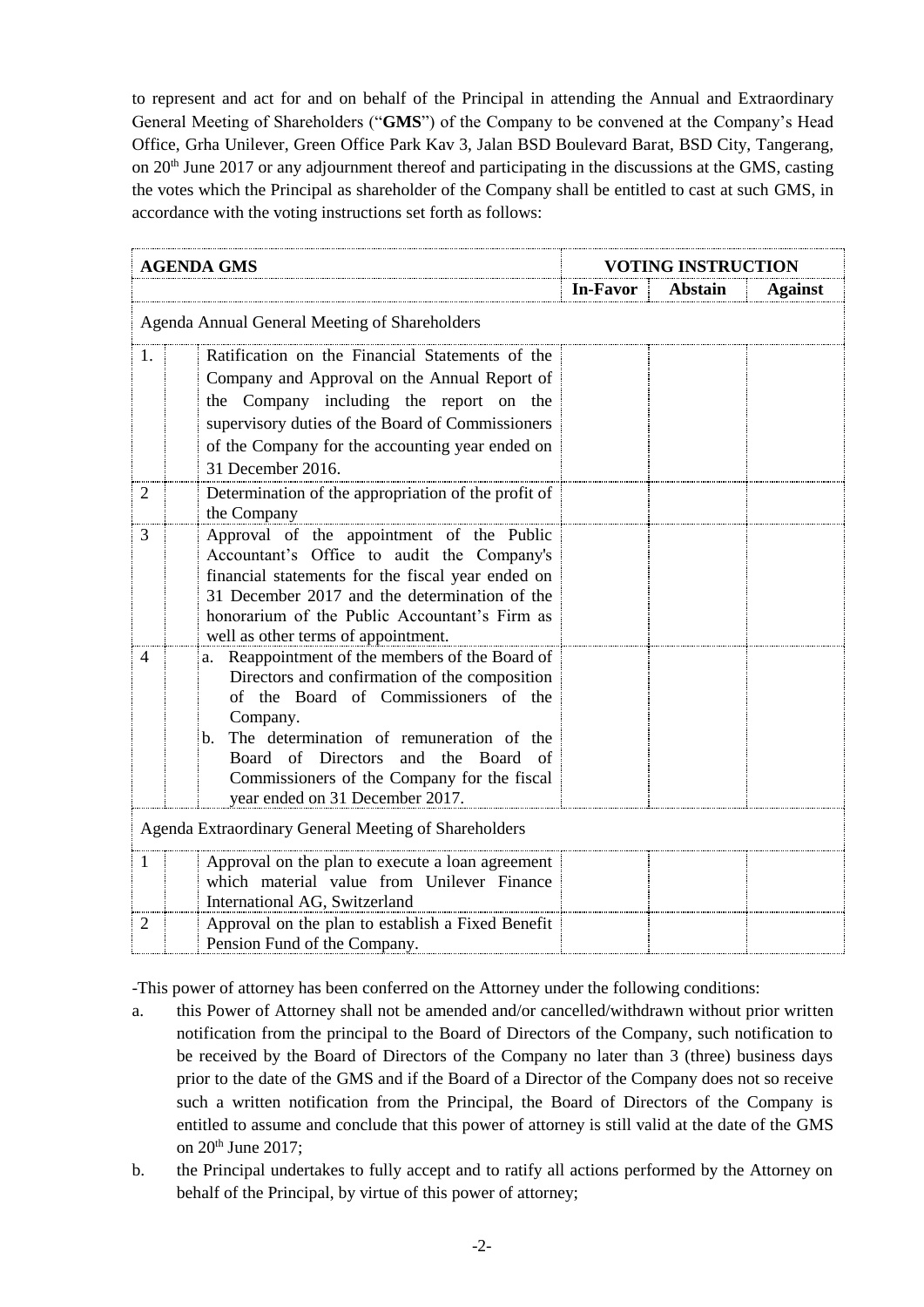to represent and act for and on behalf of the Principal in attending the Annual and Extraordinary General Meeting of Shareholders ("**GMS**") of the Company to be convened at the Company's Head Office, Grha Unilever, Green Office Park Kav 3, Jalan BSD Boulevard Barat, BSD City, Tangerang, on 20th June 2017 or any adjournment thereof and participating in the discussions at the GMS, casting the votes which the Principal as shareholder of the Company shall be entitled to cast at such GMS, in accordance with the voting instructions set forth as follows:

| **AGENDA GMS** | | **VOTING INSTRUCTION** | | |
|---|---|---|---|---|
| | | **In-Favor** | **Abstain** | **Against** |
| Agenda Annual General Meeting of Shareholders | | | | |
| 1. | Ratification on the Financial Statements of the Company and Approval on the Annual Report of the Company including the report on the supervisory duties of the Board of Commissioners of the Company for the accounting year ended on 31 December 2016. | | | |
| 2 | Determination of the appropriation of the profit of the Company | | | |
| 3 | Approval of the appointment of the Public Accountant's Office to audit the Company's financial statements for the fiscal year ended on 31 December 2017 and the determination of the honorarium of the Public Accountant's Firm as well as other terms of appointment. | | | |
| 4 | a. Reappointment of the members of the Board of Directors and confirmation of the composition of the Board of Commissioners of the Company.<br>b. The determination of remuneration of the Board of Directors and the Board of Commissioners of the Company for the fiscal year ended on 31 December 2017. | | | |
| Agenda Extraordinary General Meeting of Shareholders | | | | |
| 1 | Approval on the plan to execute a loan agreement which material value from Unilever Finance International AG, Switzerland | | | |
| 2 | Approval on the plan to establish a Fixed Benefit Pension Fund of the Company. | | | |

-This power of attorney has been conferred on the Attorney under the following conditions:

a. this Power of Attorney shall not be amended and/or cancelled/withdrawn without prior written notification from the principal to the Board of Directors of the Company, such notification to be received by the Board of Directors of the Company no later than 3 (three) business days prior to the date of the GMS and if the Board of a Director of the Company does not so receive such a written notification from the Principal, the Board of Directors of the Company is entitled to assume and conclude that this power of attorney is still valid at the date of the GMS on 20th June 2017;

b. the Principal undertakes to fully accept and to ratify all actions performed by the Attorney on behalf of the Principal, by virtue of this power of attorney;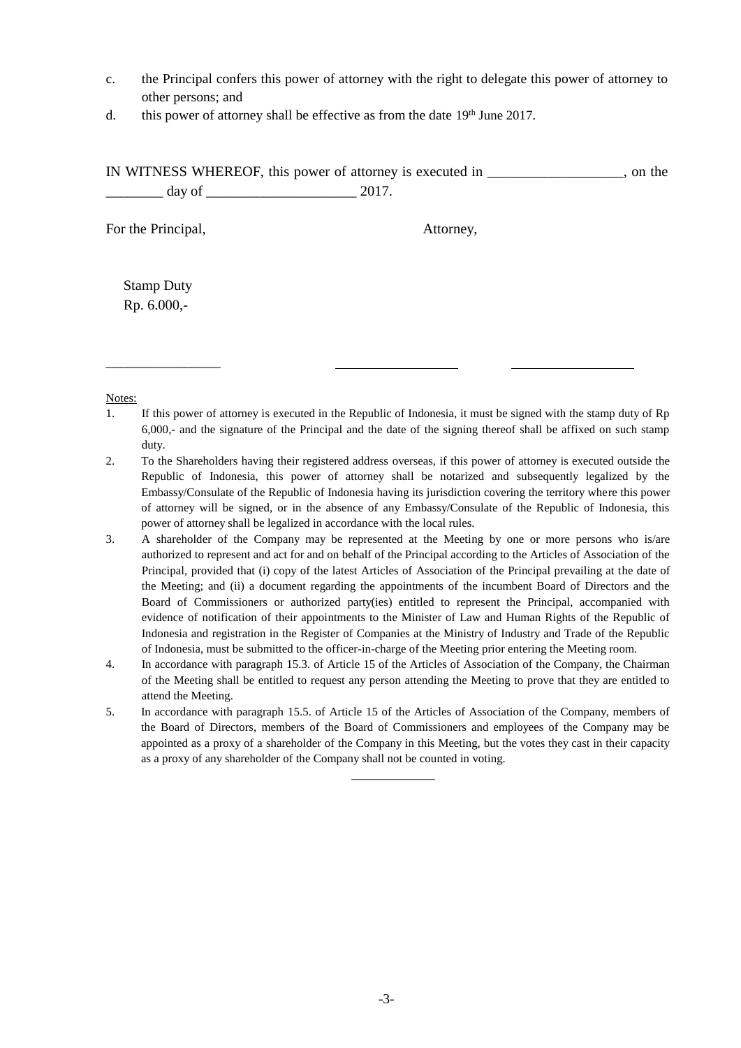c. the Principal confers this power of attorney with the right to delegate this power of attorney to other persons; and

d. this power of attorney shall be effective as from the date 19th June 2017.

IN WITNESS WHEREOF, this power of attorney is executed in ___________________, on the ________ day of _____________________ 2017.

For the Principal, Attorney,

Stamp Duty
Rp. 6.000,-

________________ __________________ __________________

Notes:

1. If this power of attorney is executed in the Republic of Indonesia, it must be signed with the stamp duty of Rp 6,000,- and the signature of the Principal and the date of the signing thereof shall be affixed on such stamp duty.
2. To the Shareholders having their registered address overseas, if this power of attorney is executed outside the Republic of Indonesia, this power of attorney shall be notarized and subsequently legalized by the Embassy/Consulate of the Republic of Indonesia having its jurisdiction covering the territory where this power of attorney will be signed, or in the absence of any Embassy/Consulate of the Republic of Indonesia, this power of attorney shall be legalized in accordance with the local rules.
3. A shareholder of the Company may be represented at the Meeting by one or more persons who is/are authorized to represent and act for and on behalf of the Principal according to the Articles of Association of the Principal, provided that (i) copy of the latest Articles of Association of the Principal prevailing at the date of the Meeting; and (ii) a document regarding the appointments of the incumbent Board of Directors and the Board of Commissioners or authorized party(ies) entitled to represent the Principal, accompanied with evidence of notification of their appointments to the Minister of Law and Human Rights of the Republic of Indonesia and registration in the Register of Companies at the Ministry of Industry and Trade of the Republic of Indonesia, must be submitted to the officer-in-charge of the Meeting prior entering the Meeting room.
4. In accordance with paragraph 15.3. of Article 15 of the Articles of Association of the Company, the Chairman of the Meeting shall be entitled to request any person attending the Meeting to prove that they are entitled to attend the Meeting.
5. In accordance with paragraph 15.5. of Article 15 of the Articles of Association of the Company, members of the Board of Directors, members of the Board of Commissioners and employees of the Company may be appointed as a proxy of a shareholder of the Company in this Meeting, but the votes they cast in their capacity as a proxy of any shareholder of the Company shall not be counted in voting.

_____________